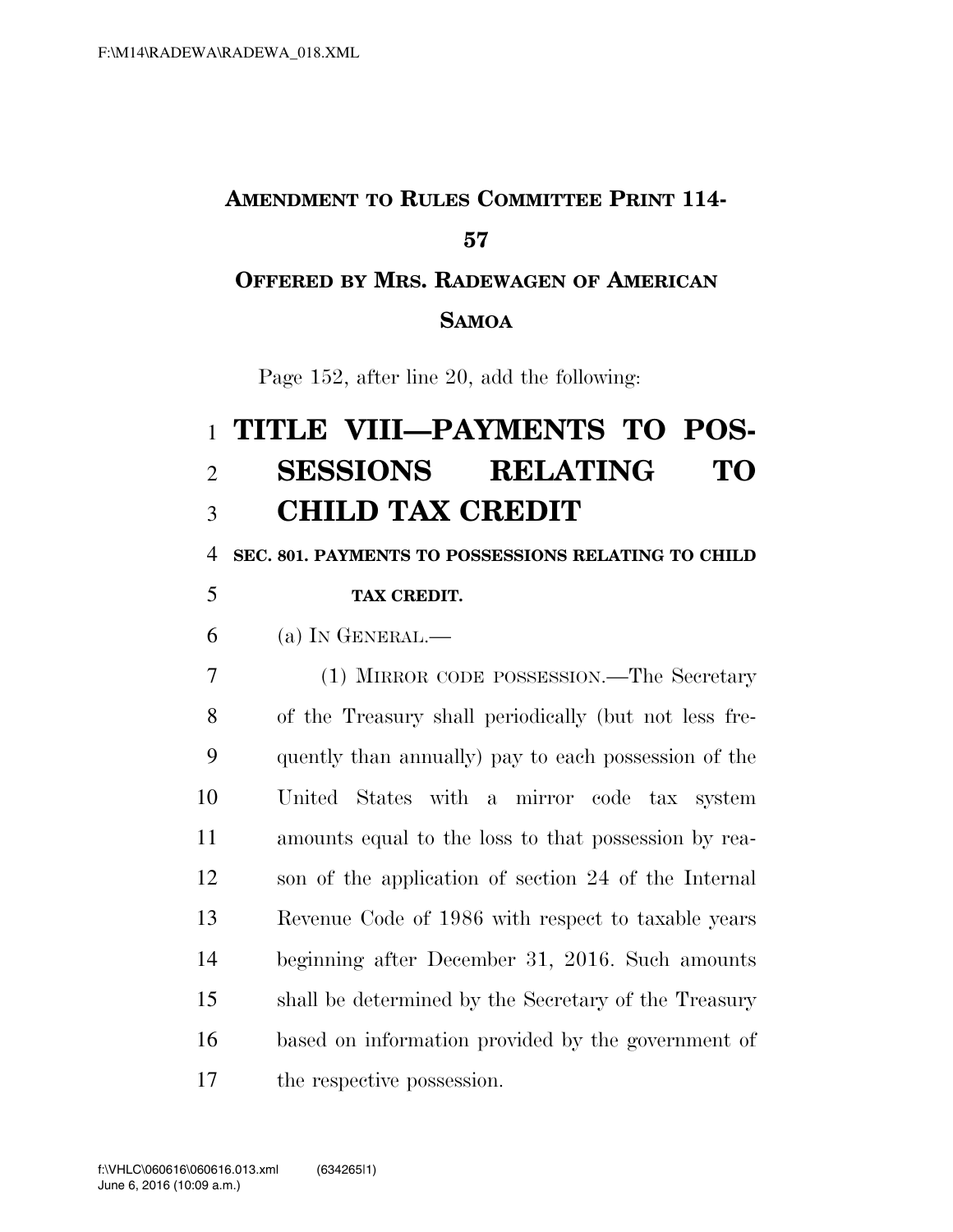**AMENDMENT TO RULES COMMITTEE PRINT 114-57**

**OFFERED BY MRS. RADEWAGEN OF AMERICAN SAMOA**

Page 152, after line 20, add the following:

# TITLE VIII—PAYMENTS TO POSSESSIONS RELATING TO CHILD TAX CREDIT

**SEC. 801. PAYMENTS TO POSSESSIONS RELATING TO CHILD TAX CREDIT.**

(a) IN GENERAL.—

(1) MIRROR CODE POSSESSION.—The Secretary of the Treasury shall periodically (but not less frequently than annually) pay to each possession of the United States with a mirror code tax system amounts equal to the loss to that possession by reason of the application of section 24 of the Internal Revenue Code of 1986 with respect to taxable years beginning after December 31, 2016. Such amounts shall be determined by the Secretary of the Treasury based on information provided by the government of the respective possession.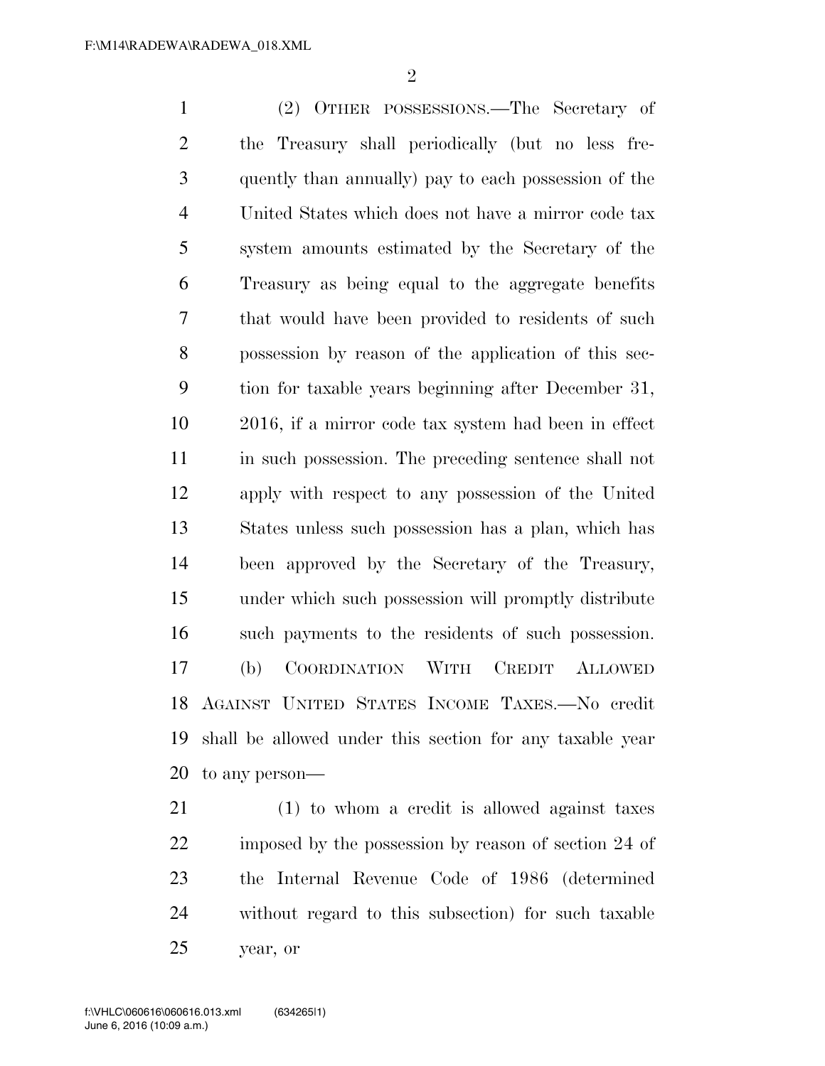(2) OTHER POSSESSIONS.—The Secretary of the Treasury shall periodically (but no less frequently than annually) pay to each possession of the United States which does not have a mirror code tax system amounts estimated by the Secretary of the Treasury as being equal to the aggregate benefits that would have been provided to residents of such possession by reason of the application of this section for taxable years beginning after December 31, 2016, if a mirror code tax system had been in effect in such possession. The preceding sentence shall not apply with respect to any possession of the United States unless such possession has a plan, which has been approved by the Secretary of the Treasury, under which such possession will promptly distribute such payments to the residents of such possession.

(b) COORDINATION WITH CREDIT ALLOWED AGAINST UNITED STATES INCOME TAXES.—No credit shall be allowed under this section for any taxable year to any person—

(1) to whom a credit is allowed against taxes imposed by the possession by reason of section 24 of the Internal Revenue Code of 1986 (determined without regard to this subsection) for such taxable year, or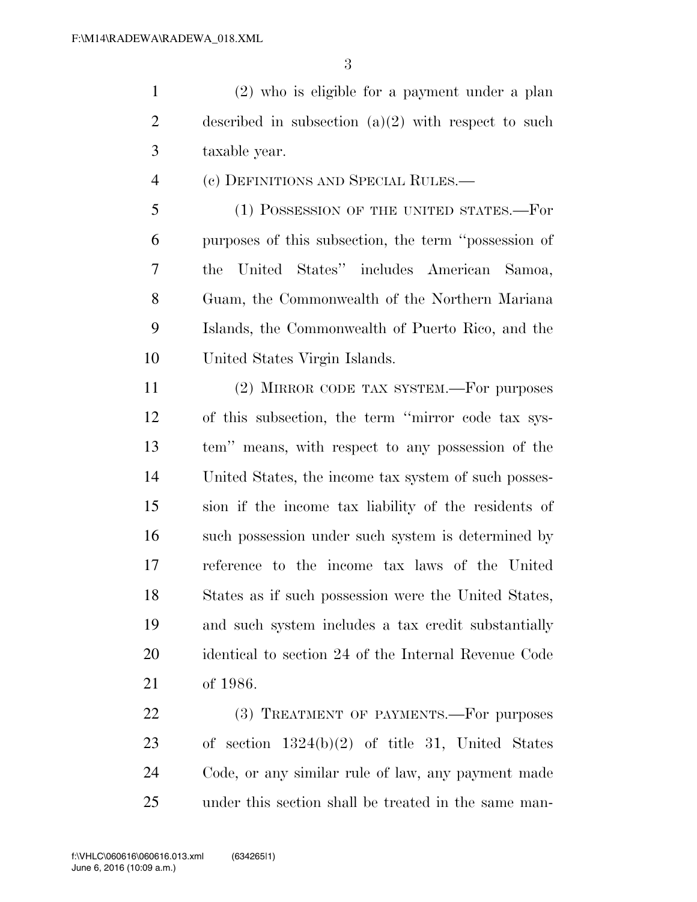(2) who is eligible for a payment under a plan described in subsection (a)(2) with respect to such taxable year.

(c) DEFINITIONS AND SPECIAL RULES.—

(1) POSSESSION OF THE UNITED STATES.—For purposes of this subsection, the term ''possession of the United States'' includes American Samoa, Guam, the Commonwealth of the Northern Mariana Islands, the Commonwealth of Puerto Rico, and the United States Virgin Islands.

(2) MIRROR CODE TAX SYSTEM.—For purposes of this subsection, the term ''mirror code tax system'' means, with respect to any possession of the United States, the income tax system of such possession if the income tax liability of the residents of such possession under such system is determined by reference to the income tax laws of the United States as if such possession were the United States, and such system includes a tax credit substantially identical to section 24 of the Internal Revenue Code of 1986.

(3) TREATMENT OF PAYMENTS.—For purposes of section 1324(b)(2) of title 31, United States Code, or any similar rule of law, any payment made under this section shall be treated in the same man-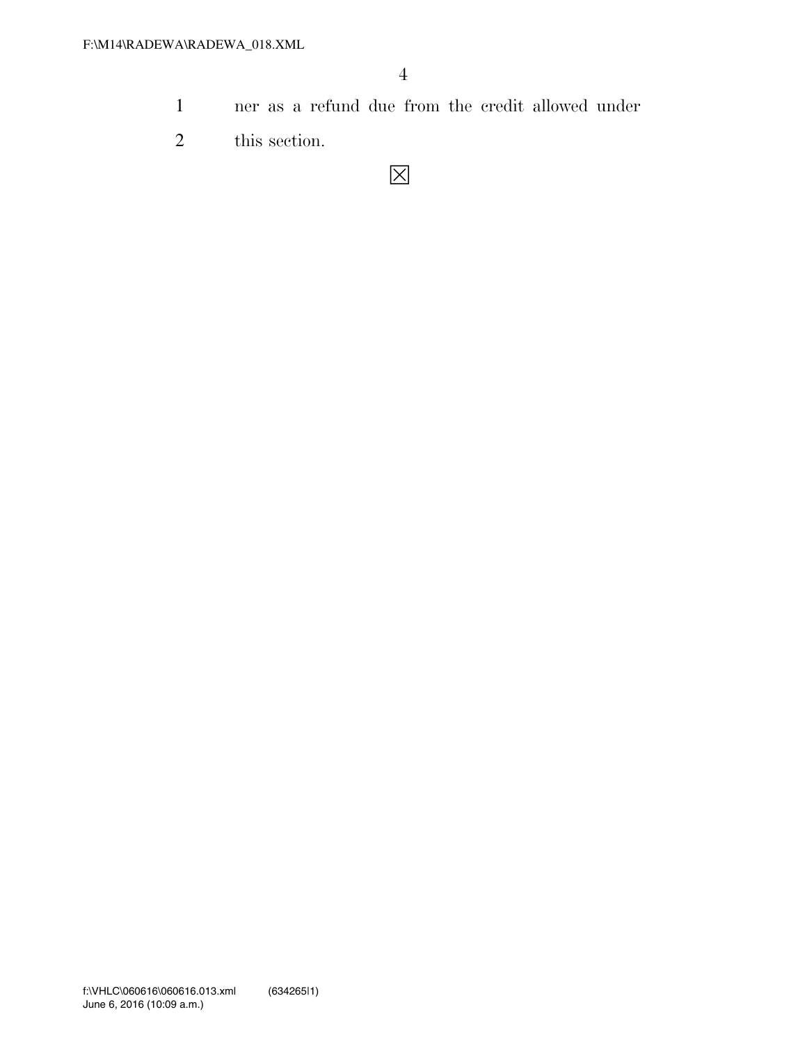ner as a refund due from the credit allowed under this section.